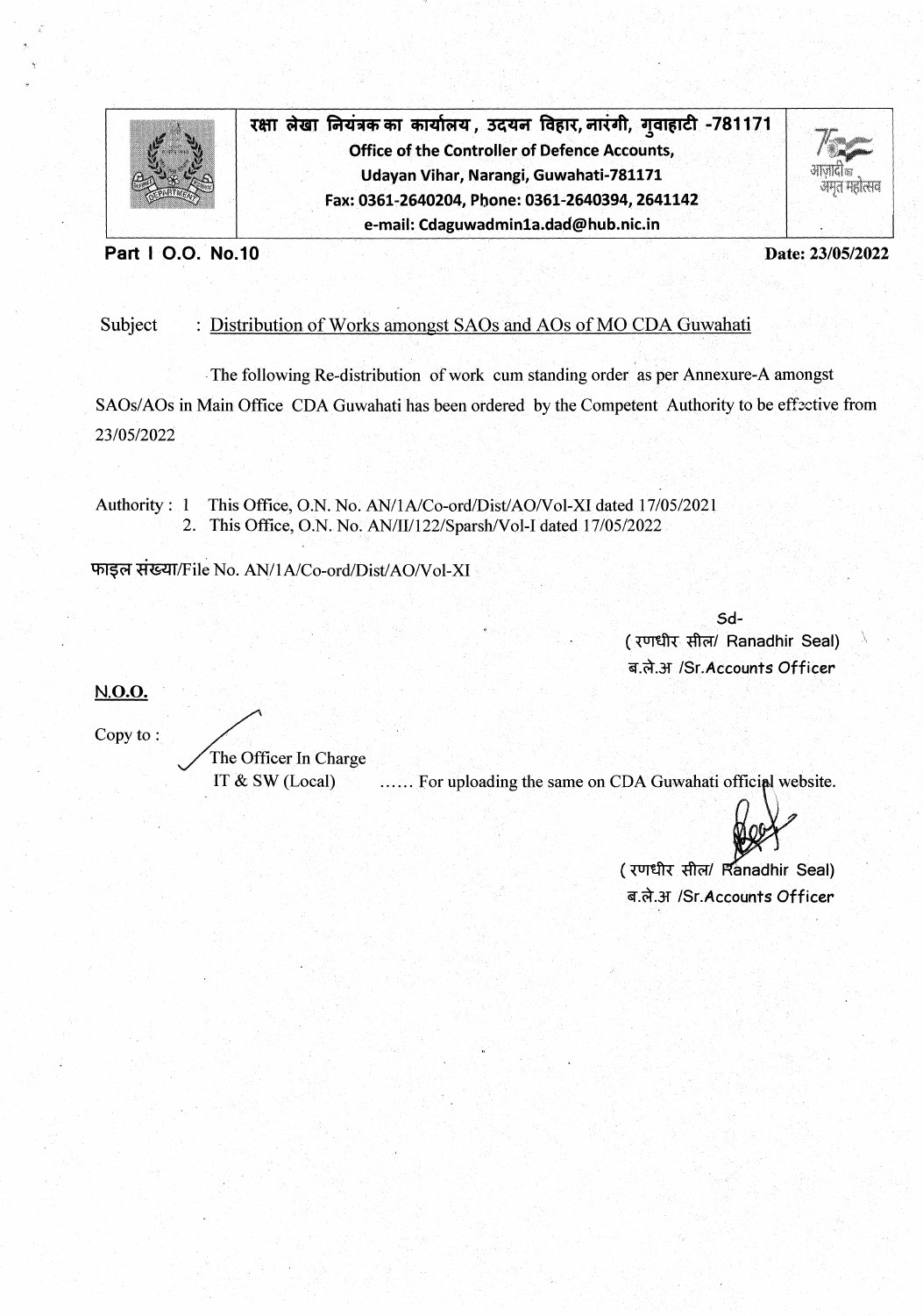**रक्षा लेखा नियंत्रक का कार्यालय, उदयन विहार, नारंगी, गुवाहाटी -781171**
**Office of the Controller of Defence Accounts,**
**Udayan Vihar, Narangi, Guwahati-781171**
**Fax: 0361-2640204, Phone: 0361-2640394, 2641142**
**e-mail: Cdaguwadmin1a.dad@hub.nic.in**

**Part I O.O. No.10** **Date: 23/05/2022**

Subject : Distribution of Works amongst SAOs and AOs of MO CDA Guwahati

The following Re-distribution of work cum standing order as per Annexure-A amongst SAOs/AOs in Main Office CDA Guwahati has been ordered by the Competent Authority to be effective from 23/05/2022

Authority : 1 This Office, O.N. No. AN/1A/Co-ord/Dist/AO/Vol-XI dated 17/05/2021
2. This Office, O.N. No. AN/II/122/Sparsh/Vol-I dated 17/05/2022

फाइल संख्या/File No. AN/1A/Co-ord/Dist/AO/Vol-XI

Sd-
(रणधीर सील/ Ranadhir Seal)
ब.ले.अ /Sr.Accounts Officer

**N.O.O.**

Copy to :

The Officer In Charge
IT & SW (Local) …… For uploading the same on CDA Guwahati official website.

(रणधीर सील/ Ranadhir Seal)
ब.ले.अ /Sr.Accounts Officer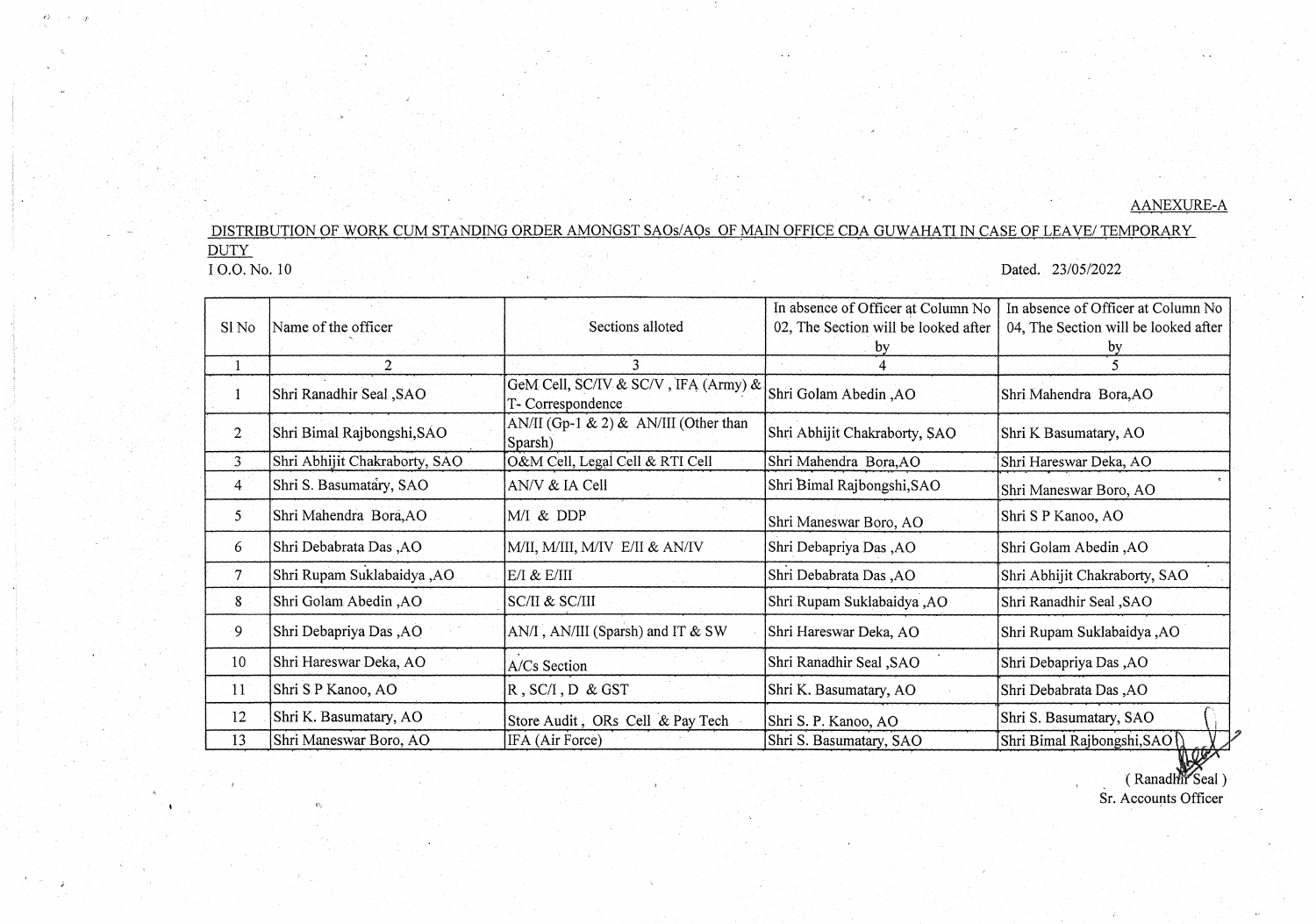AANEXURE-A

DISTRIBUTION OF WORK CUM STANDING ORDER AMONGST SAOs/AOs OF MAIN OFFICE CDA GUWAHATI IN CASE OF LEAVE/ TEMPORARY DUTY

I O.O. No. 10

Dated. 23/05/2022

| Sl No | Name of the officer | Sections alloted | In absence of Officer at Column No 02, The Section will be looked after by | In absence of Officer at Column No 04, The Section will be looked after by |
|---|---|---|---|---|
| 1 | 2 | 3 | 4 | 5 |
| 1 | Shri Ranadhir Seal ,SAO | GeM Cell, SC/IV & SC/V , IFA (Army) & T- Correspondence | Shri Golam Abedin ,AO | Shri Mahendra Bora,AO |
| 2 | Shri Bimal Rajbongshi,SAO | AN/II (Gp-1 & 2) & AN/III (Other than Sparsh) | Shri Abhijit Chakraborty, SAO | Shri K Basumatary, AO |
| 3 | Shri Abhijit Chakraborty, SAO | O&M Cell, Legal Cell & RTI Cell | Shri Mahendra Bora,AO | Shri Hareswar Deka, AO |
| 4 | Shri S. Basumatary, SAO | AN/V & IA Cell | Shri Bimal Rajbongshi,SAO | Shri Maneswar Boro, AO |
| 5 | Shri Mahendra Bora,AO | M/I & DDP | Shri Maneswar Boro, AO | Shri S P Kanoo, AO |
| 6 | Shri Debabrata Das ,AO | M/II, M/III, M/IV E/II & AN/IV | Shri Debapriya Das ,AO | Shri Golam Abedin ,AO |
| 7 | Shri Rupam Suklabaidya ,AO | E/I & E/III | Shri Debabrata Das ,AO | Shri Abhijit Chakraborty, SAO |
| 8 | Shri Golam Abedin ,AO | SC/II & SC/III | Shri Rupam Suklabaidya ,AO | Shri Ranadhir Seal ,SAO |
| 9 | Shri Debapriya Das ,AO | AN/I , AN/III (Sparsh) and IT & SW | Shri Hareswar Deka, AO | Shri Rupam Suklabaidya ,AO |
| 10 | Shri Hareswar Deka, AO | A/Cs Section | Shri Ranadhir Seal ,SAO | Shri Debapriya Das ,AO |
| 11 | Shri S P Kanoo, AO | R , SC/I , D & GST | Shri K. Basumatary, AO | Shri Debabrata Das ,AO |
| 12 | Shri K. Basumatary, AO | Store Audit , ORs Cell & Pay Tech | Shri S. P. Kanoo, AO | Shri S. Basumatary, SAO |
| 13 | Shri Maneswar Boro, AO | IFA (Air Force) | Shri S. Basumatary, SAO | Shri Bimal Rajbongshi,SAO |

( Ranadhir Seal )
Sr. Accounts Officer